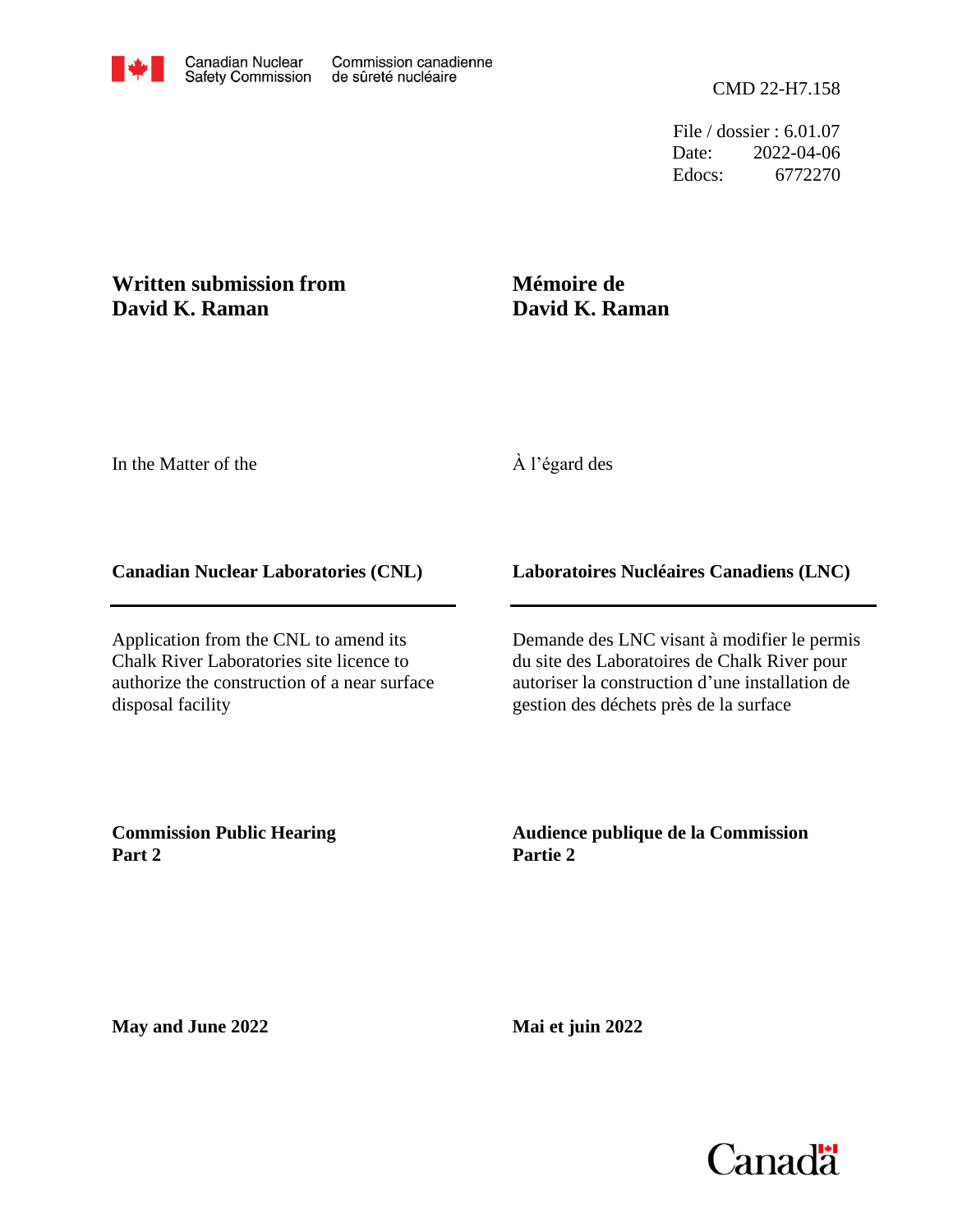Canadian Nuclear Safety Commission — Commission canadienne de sûreté nucléaire

CMD 22-H7.158

File / dossier : 6.01.07
Date: 2022-04-06
Edocs: 6772270

**Written submission from David K. Raman**

**Mémoire de David K. Raman**

In the Matter of the

À l'égard des

**Canadian Nuclear Laboratories (CNL)**

**Laboratoires Nucléaires Canadiens (LNC)**

Application from the CNL to amend its Chalk River Laboratories site licence to authorize the construction of a near surface disposal facility

Demande des LNC visant à modifier le permis du site des Laboratoires de Chalk River pour autoriser la construction d'une installation de gestion des déchets près de la surface

**Commission Public Hearing Part 2**

**Audience publique de la Commission Partie 2**

**May and June 2022**

**Mai et juin 2022**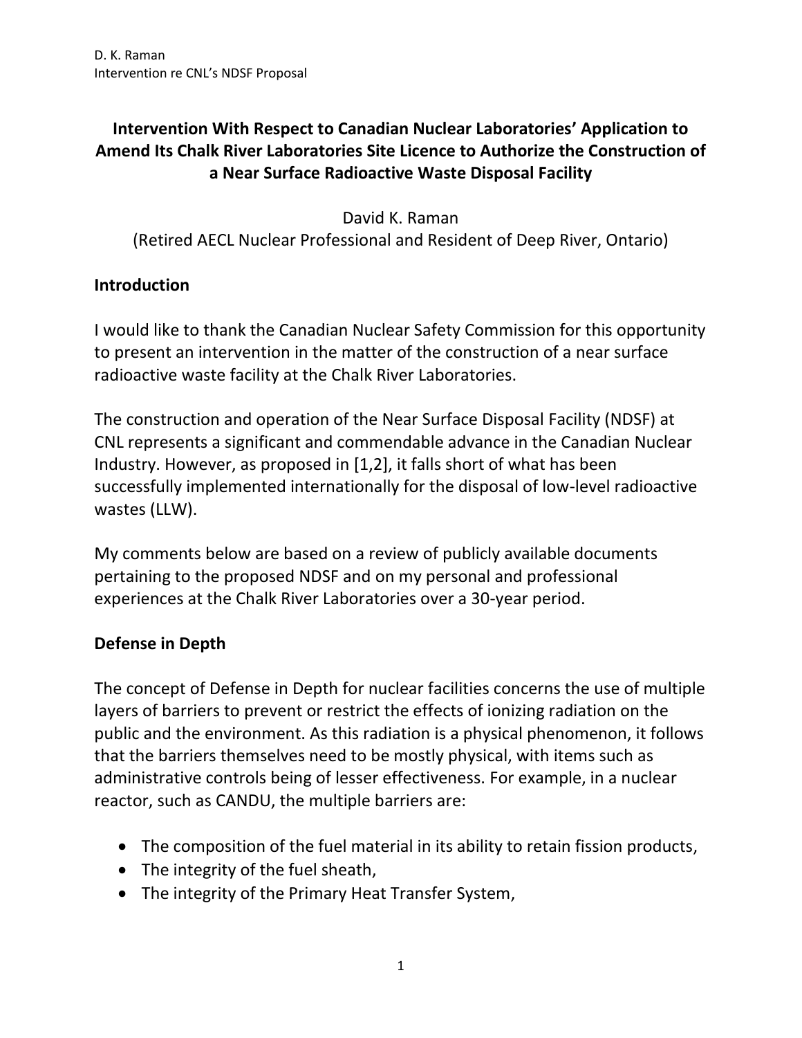# Intervention With Respect to Canadian Nuclear Laboratories' Application to Amend Its Chalk River Laboratories Site Licence to Authorize the Construction of a Near Surface Radioactive Waste Disposal Facility

David K. Raman
(Retired AECL Nuclear Professional and Resident of Deep River, Ontario)

## Introduction

I would like to thank the Canadian Nuclear Safety Commission for this opportunity to present an intervention in the matter of the construction of a near surface radioactive waste facility at the Chalk River Laboratories.

The construction and operation of the Near Surface Disposal Facility (NDSF) at CNL represents a significant and commendable advance in the Canadian Nuclear Industry. However, as proposed in [1,2], it falls short of what has been successfully implemented internationally for the disposal of low-level radioactive wastes (LLW).

My comments below are based on a review of publicly available documents pertaining to the proposed NDSF and on my personal and professional experiences at the Chalk River Laboratories over a 30-year period.

## Defense in Depth

The concept of Defense in Depth for nuclear facilities concerns the use of multiple layers of barriers to prevent or restrict the effects of ionizing radiation on the public and the environment. As this radiation is a physical phenomenon, it follows that the barriers themselves need to be mostly physical, with items such as administrative controls being of lesser effectiveness. For example, in a nuclear reactor, such as CANDU, the multiple barriers are:

- The composition of the fuel material in its ability to retain fission products,
- The integrity of the fuel sheath,
- The integrity of the Primary Heat Transfer System,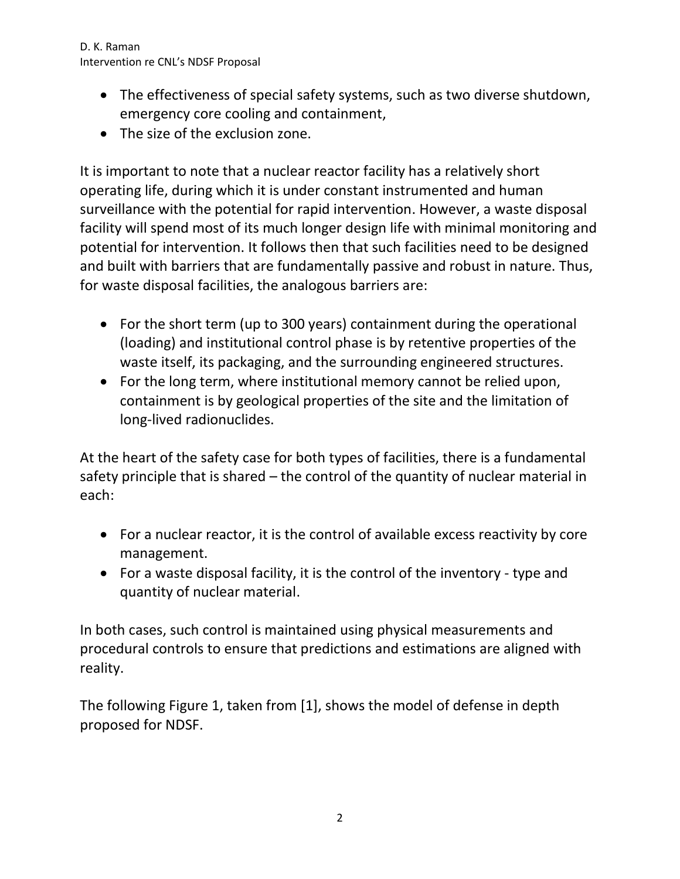- The effectiveness of special safety systems, such as two diverse shutdown, emergency core cooling and containment,
- The size of the exclusion zone.

It is important to note that a nuclear reactor facility has a relatively short operating life, during which it is under constant instrumented and human surveillance with the potential for rapid intervention. However, a waste disposal facility will spend most of its much longer design life with minimal monitoring and potential for intervention. It follows then that such facilities need to be designed and built with barriers that are fundamentally passive and robust in nature. Thus, for waste disposal facilities, the analogous barriers are:

- For the short term (up to 300 years) containment during the operational (loading) and institutional control phase is by retentive properties of the waste itself, its packaging, and the surrounding engineered structures.
- For the long term, where institutional memory cannot be relied upon, containment is by geological properties of the site and the limitation of long-lived radionuclides.

At the heart of the safety case for both types of facilities, there is a fundamental safety principle that is shared – the control of the quantity of nuclear material in each:

- For a nuclear reactor, it is the control of available excess reactivity by core management.
- For a waste disposal facility, it is the control of the inventory - type and quantity of nuclear material.

In both cases, such control is maintained using physical measurements and procedural controls to ensure that predictions and estimations are aligned with reality.

The following Figure 1, taken from [1], shows the model of defense in depth proposed for NDSF.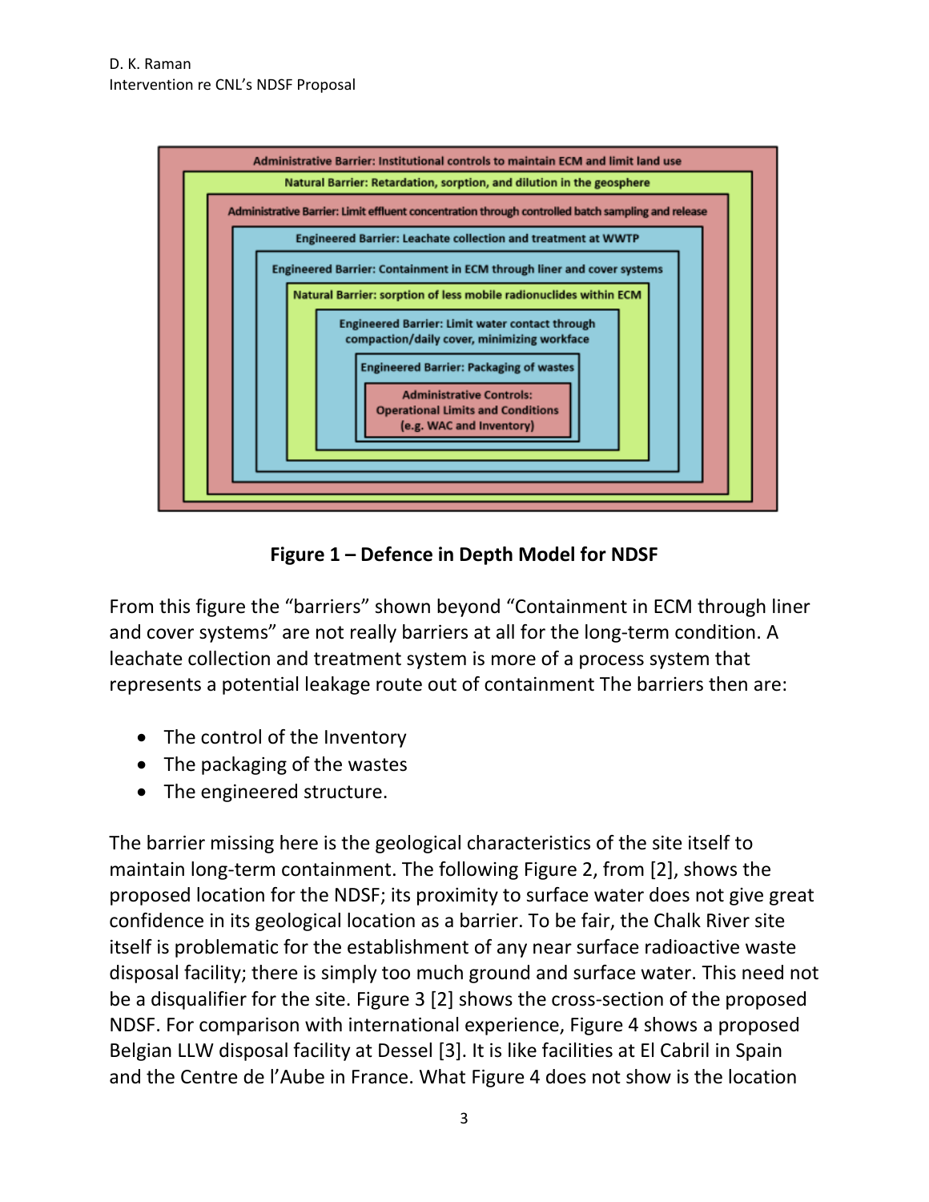- Administrative Barrier: Institutional controls to maintain ECM and limit land use
  - Natural Barrier: Retardation, sorption, and dilution in the geosphere
    - Administrative Barrier: Limit effluent concentration through controlled batch sampling and release
      - Engineered Barrier: Leachate collection and treatment at WWTP
        - Engineered Barrier: Containment in ECM through liner and cover systems
          - Natural Barrier: sorption of less mobile radionuclides within ECM
            - Engineered Barrier: Limit water contact through compaction/daily cover, minimizing workface
              - Engineered Barrier: Packaging of wastes
                - Administrative Controls: Operational Limits and Conditions (e.g. WAC and Inventory)

**Figure 1 – Defence in Depth Model for NDSF**

From this figure the "barriers" shown beyond "Containment in ECM through liner and cover systems" are not really barriers at all for the long-term condition. A leachate collection and treatment system is more of a process system that represents a potential leakage route out of containment The barriers then are:

- The control of the Inventory
- The packaging of the wastes
- The engineered structure.

The barrier missing here is the geological characteristics of the site itself to maintain long-term containment. The following Figure 2, from [2], shows the proposed location for the NDSF; its proximity to surface water does not give great confidence in its geological location as a barrier. To be fair, the Chalk River site itself is problematic for the establishment of any near surface radioactive waste disposal facility; there is simply too much ground and surface water. This need not be a disqualifier for the site. Figure 3 [2] shows the cross-section of the proposed NDSF. For comparison with international experience, Figure 4 shows a proposed Belgian LLW disposal facility at Dessel [3]. It is like facilities at El Cabril in Spain and the Centre de l'Aube in France. What Figure 4 does not show is the location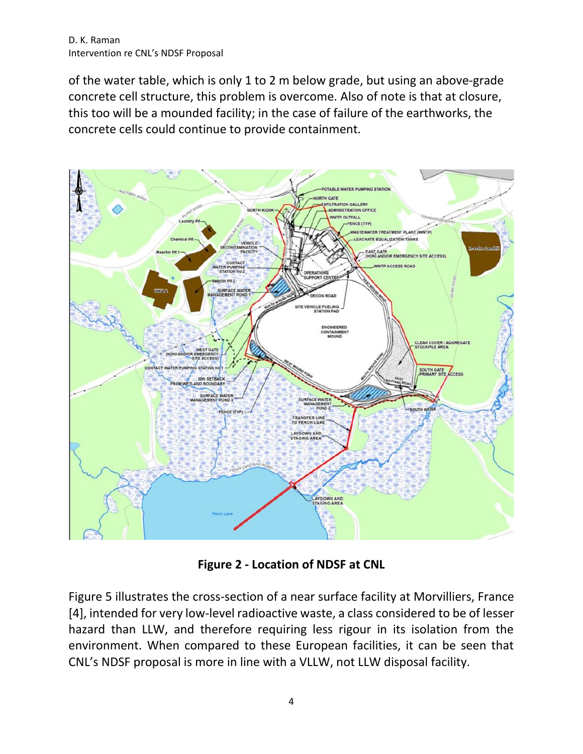of the water table, which is only 1 to 2 m below grade, but using an above-grade concrete cell structure, this problem is overcome. Also of note is that at closure, this too will be a mounded facility; in the case of failure of the earthworks, the concrete cells could continue to provide containment.

**Figure 2 - Location of NDSF at CNL**

Figure 5 illustrates the cross-section of a near surface facility at Morvilliers, France [4], intended for very low-level radioactive waste, a class considered to be of lesser hazard than LLW, and therefore requiring less rigour in its isolation from the environment. When compared to these European facilities, it can be seen that CNL's NDSF proposal is more in line with a VLLW, not LLW disposal facility.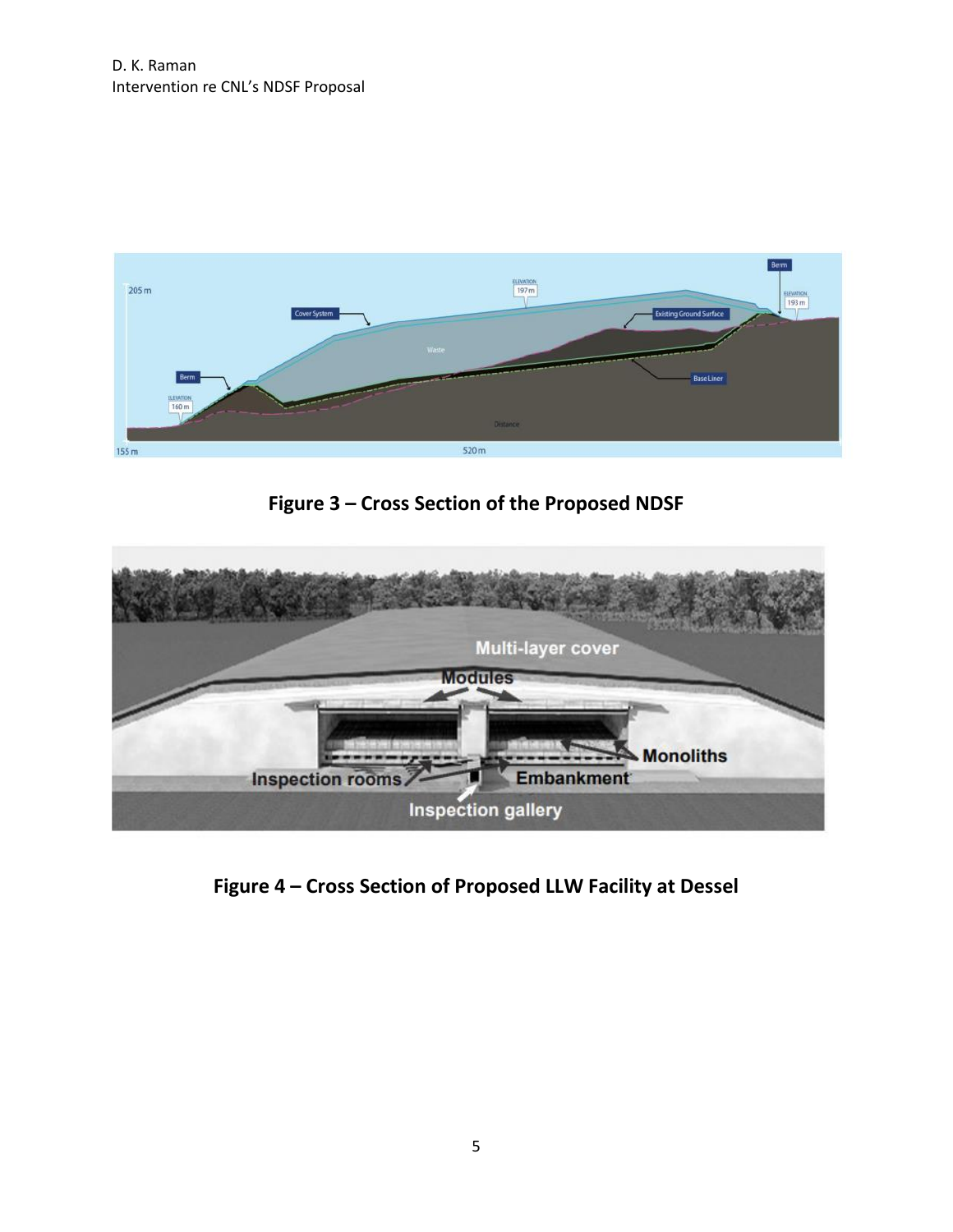**Figure 3 – Cross Section of the Proposed NDSF**

**Figure 4 – Cross Section of Proposed LLW Facility at Dessel**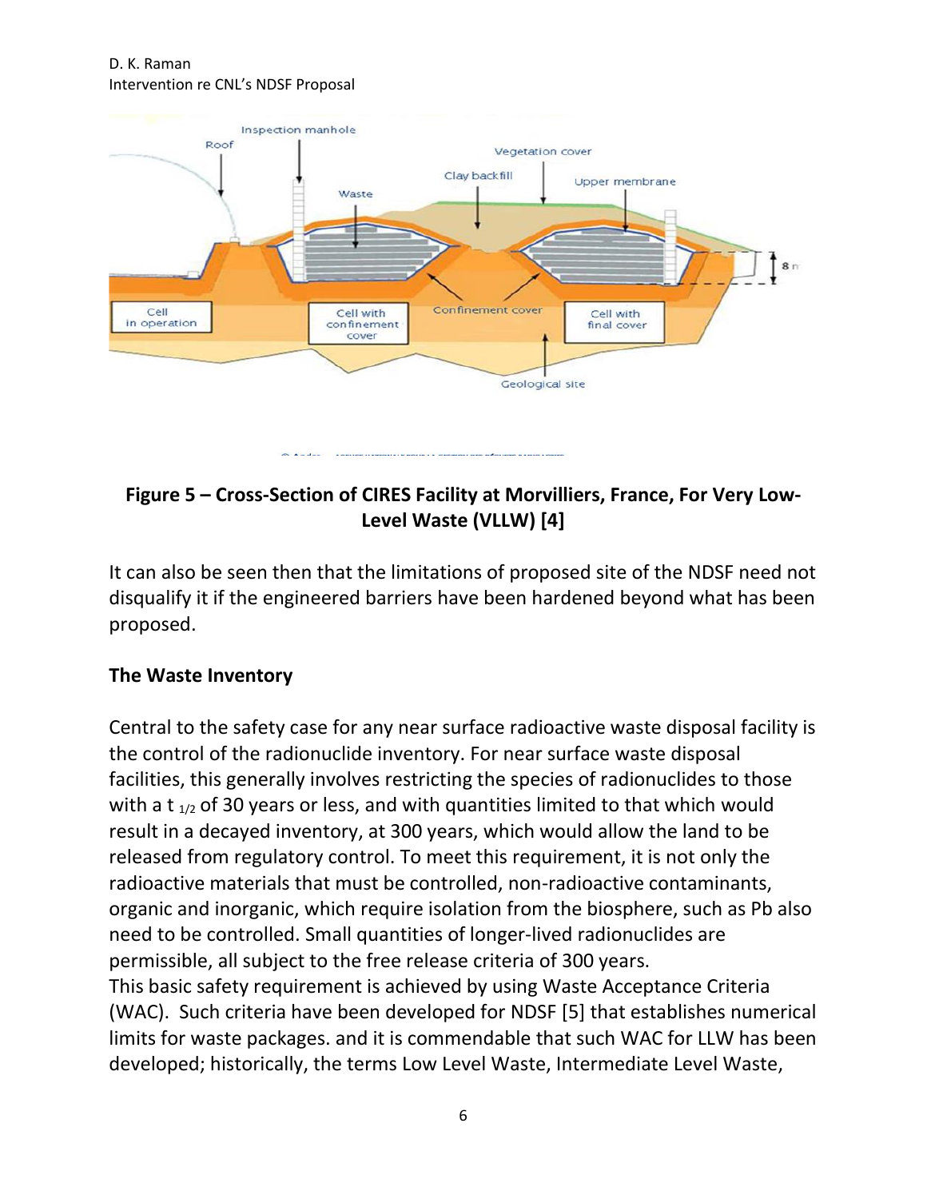**Figure 5 – Cross-Section of CIRES Facility at Morvilliers, France, For Very Low-Level Waste (VLLW) [4]**

It can also be seen then that the limitations of proposed site of the NDSF need not disqualify it if the engineered barriers have been hardened beyond what has been proposed.

**The Waste Inventory**

Central to the safety case for any near surface radioactive waste disposal facility is the control of the radionuclide inventory. For near surface waste disposal facilities, this generally involves restricting the species of radionuclides to those with a $t_{1/2}$ of 30 years or less, and with quantities limited to that which would result in a decayed inventory, at 300 years, which would allow the land to be released from regulatory control. To meet this requirement, it is not only the radioactive materials that must be controlled, non-radioactive contaminants, organic and inorganic, which require isolation from the biosphere, such as Pb also need to be controlled. Small quantities of longer-lived radionuclides are permissible, all subject to the free release criteria of 300 years.
This basic safety requirement is achieved by using Waste Acceptance Criteria (WAC). Such criteria have been developed for NDSF [5] that establishes numerical limits for waste packages. and it is commendable that such WAC for LLW has been developed; historically, the terms Low Level Waste, Intermediate Level Waste,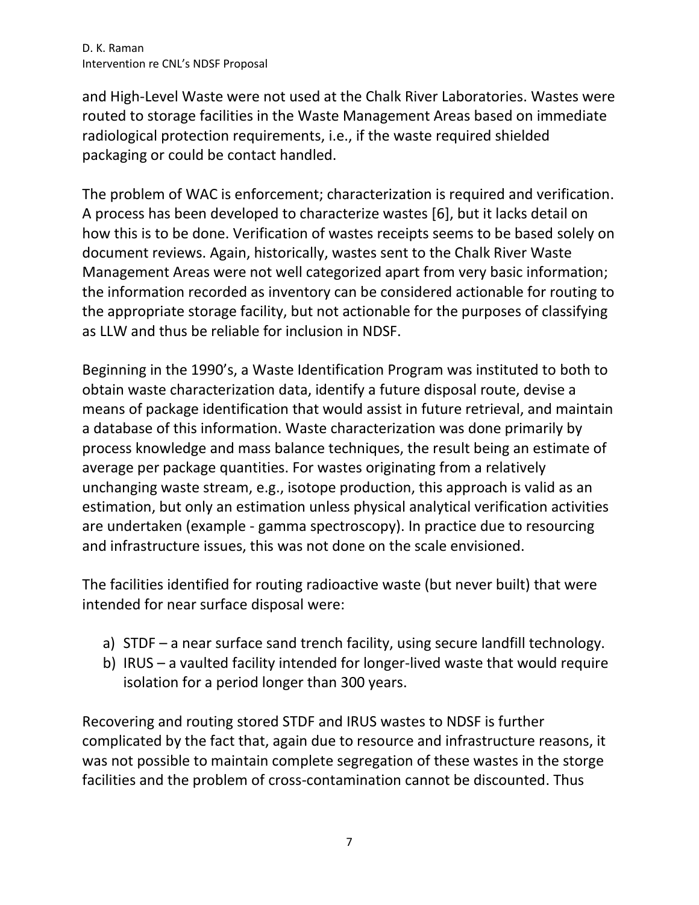and High-Level Waste were not used at the Chalk River Laboratories. Wastes were routed to storage facilities in the Waste Management Areas based on immediate radiological protection requirements, i.e., if the waste required shielded packaging or could be contact handled.

The problem of WAC is enforcement; characterization is required and verification. A process has been developed to characterize wastes [6], but it lacks detail on how this is to be done. Verification of wastes receipts seems to be based solely on document reviews. Again, historically, wastes sent to the Chalk River Waste Management Areas were not well categorized apart from very basic information; the information recorded as inventory can be considered actionable for routing to the appropriate storage facility, but not actionable for the purposes of classifying as LLW and thus be reliable for inclusion in NDSF.

Beginning in the 1990's, a Waste Identification Program was instituted to both to obtain waste characterization data, identify a future disposal route, devise a means of package identification that would assist in future retrieval, and maintain a database of this information. Waste characterization was done primarily by process knowledge and mass balance techniques, the result being an estimate of average per package quantities. For wastes originating from a relatively unchanging waste stream, e.g., isotope production, this approach is valid as an estimation, but only an estimation unless physical analytical verification activities are undertaken (example - gamma spectroscopy). In practice due to resourcing and infrastructure issues, this was not done on the scale envisioned.

The facilities identified for routing radioactive waste (but never built) that were intended for near surface disposal were:

a) STDF – a near surface sand trench facility, using secure landfill technology.
b) IRUS – a vaulted facility intended for longer-lived waste that would require isolation for a period longer than 300 years.

Recovering and routing stored STDF and IRUS wastes to NDSF is further complicated by the fact that, again due to resource and infrastructure reasons, it was not possible to maintain complete segregation of these wastes in the storge facilities and the problem of cross-contamination cannot be discounted. Thus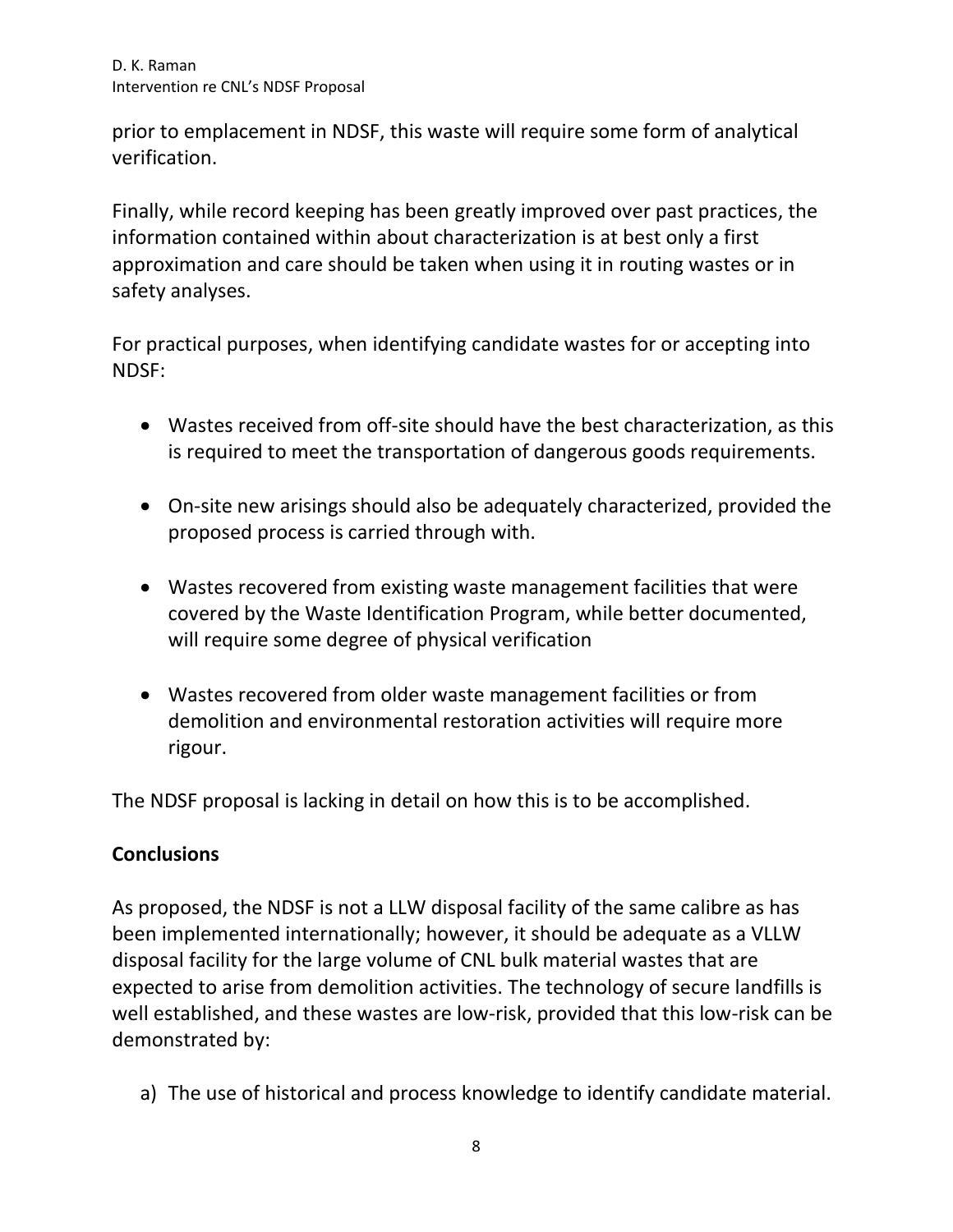prior to emplacement in NDSF, this waste will require some form of analytical verification.

Finally, while record keeping has been greatly improved over past practices, the information contained within about characterization is at best only a first approximation and care should be taken when using it in routing wastes or in safety analyses.

For practical purposes, when identifying candidate wastes for or accepting into NDSF:

- Wastes received from off-site should have the best characterization, as this is required to meet the transportation of dangerous goods requirements.

- On-site new arisings should also be adequately characterized, provided the proposed process is carried through with.

- Wastes recovered from existing waste management facilities that were covered by the Waste Identification Program, while better documented, will require some degree of physical verification

- Wastes recovered from older waste management facilities or from demolition and environmental restoration activities will require more rigour.

The NDSF proposal is lacking in detail on how this is to be accomplished.

**Conclusions**

As proposed, the NDSF is not a LLW disposal facility of the same calibre as has been implemented internationally; however, it should be adequate as a VLLW disposal facility for the large volume of CNL bulk material wastes that are expected to arise from demolition activities. The technology of secure landfills is well established, and these wastes are low-risk, provided that this low-risk can be demonstrated by:

a) The use of historical and process knowledge to identify candidate material.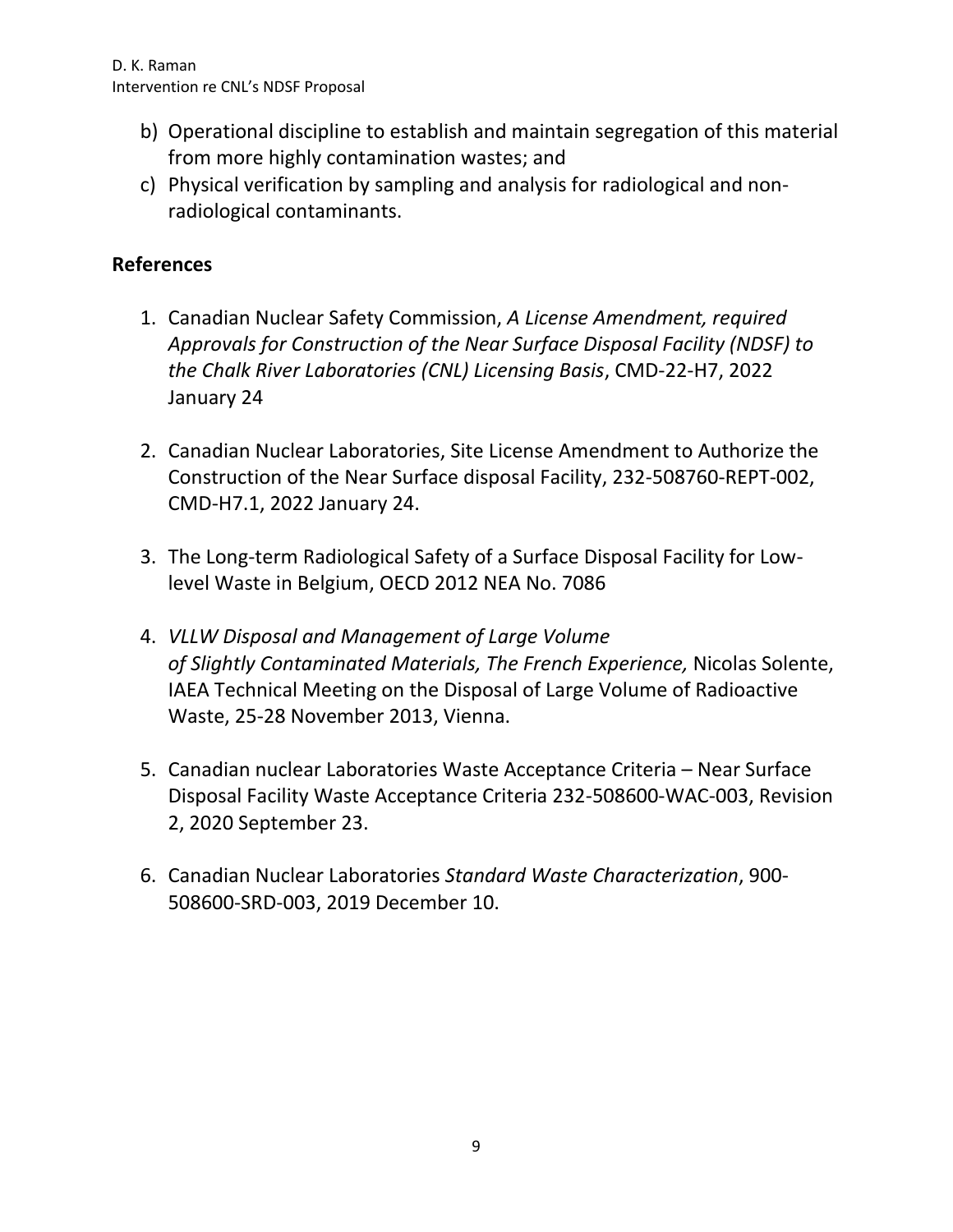b) Operational discipline to establish and maintain segregation of this material from more highly contamination wastes; and
c) Physical verification by sampling and analysis for radiological and non-radiological contaminants.

## References

1. Canadian Nuclear Safety Commission, *A License Amendment, required Approvals for Construction of the Near Surface Disposal Facility (NDSF) to the Chalk River Laboratories (CNL) Licensing Basis*, CMD-22-H7, 2022 January 24

2. Canadian Nuclear Laboratories, Site License Amendment to Authorize the Construction of the Near Surface disposal Facility, 232-508760-REPT-002, CMD-H7.1, 2022 January 24.

3. The Long-term Radiological Safety of a Surface Disposal Facility for Low-level Waste in Belgium, OECD 2012 NEA No. 7086

4. *VLLW Disposal and Management of Large Volume of Slightly Contaminated Materials, The French Experience,* Nicolas Solente, IAEA Technical Meeting on the Disposal of Large Volume of Radioactive Waste, 25-28 November 2013, Vienna.

5. Canadian nuclear Laboratories Waste Acceptance Criteria – Near Surface Disposal Facility Waste Acceptance Criteria 232-508600-WAC-003, Revision 2, 2020 September 23.

6. Canadian Nuclear Laboratories *Standard Waste Characterization*, 900-508600-SRD-003, 2019 December 10.